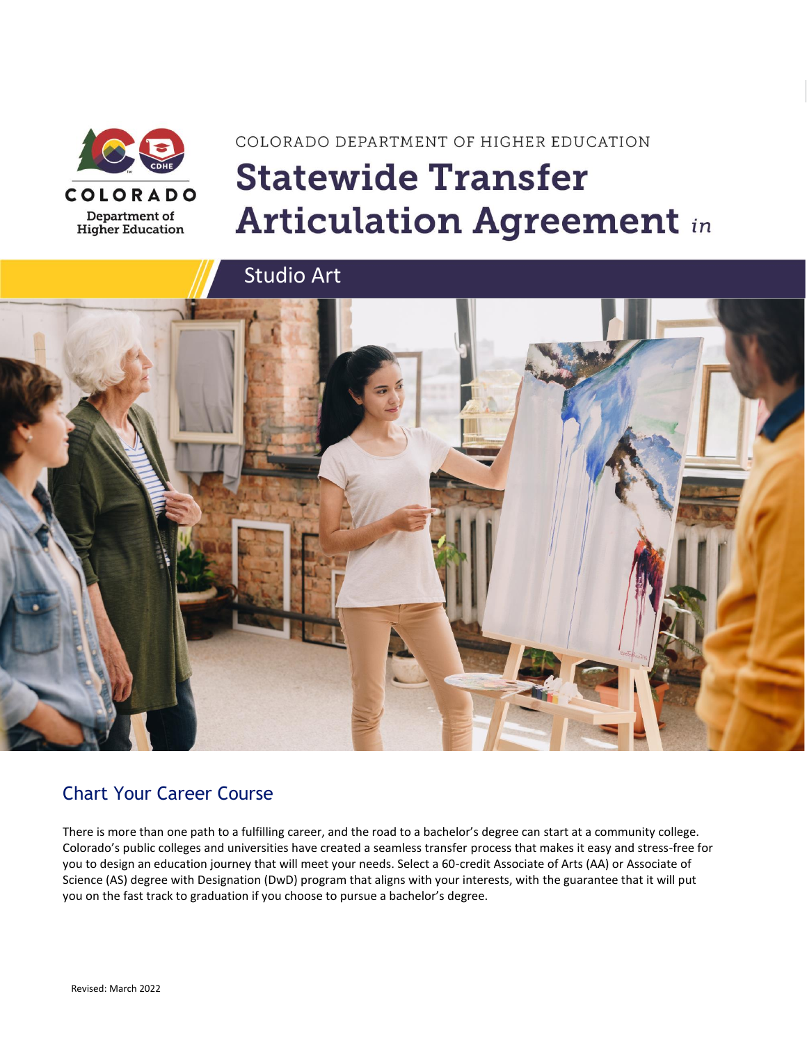COLORADO
Department of Higher Education

COLORADO DEPARTMENT OF HIGHER EDUCATION

# Statewide Transfer Articulation Agreement *in*

## Studio Art

## Chart Your Career Course

There is more than one path to a fulfilling career, and the road to a bachelor's degree can start at a community college. Colorado's public colleges and universities have created a seamless transfer process that makes it easy and stress-free for you to design an education journey that will meet your needs. Select a 60-credit Associate of Arts (AA) or Associate of Science (AS) degree with Designation (DwD) program that aligns with your interests, with the guarantee that it will put you on the fast track to graduation if you choose to pursue a bachelor's degree.

Revised: March 2022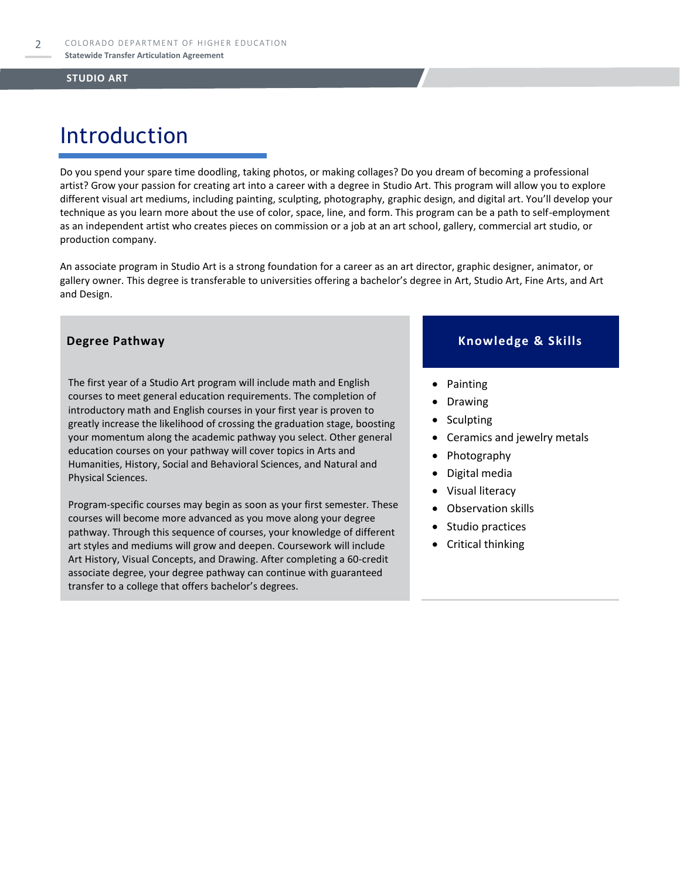# Introduction

Do you spend your spare time doodling, taking photos, or making collages? Do you dream of becoming a professional artist? Grow your passion for creating art into a career with a degree in Studio Art. This program will allow you to explore different visual art mediums, including painting, sculpting, photography, graphic design, and digital art. You'll develop your technique as you learn more about the use of color, space, line, and form. This program can be a path to self-employment as an independent artist who creates pieces on commission or a job at an art school, gallery, commercial art studio, or production company.

An associate program in Studio Art is a strong foundation for a career as an art director, graphic designer, animator, or gallery owner. This degree is transferable to universities offering a bachelor's degree in Art, Studio Art, Fine Arts, and Art and Design.

### Degree Pathway

The first year of a Studio Art program will include math and English courses to meet general education requirements. The completion of introductory math and English courses in your first year is proven to greatly increase the likelihood of crossing the graduation stage, boosting your momentum along the academic pathway you select. Other general education courses on your pathway will cover topics in Arts and Humanities, History, Social and Behavioral Sciences, and Natural and Physical Sciences.

Program-specific courses may begin as soon as your first semester. These courses will become more advanced as you move along your degree pathway. Through this sequence of courses, your knowledge of different art styles and mediums will grow and deepen. Coursework will include Art History, Visual Concepts, and Drawing. After completing a 60-credit associate degree, your degree pathway can continue with guaranteed transfer to a college that offers bachelor's degrees.

### Knowledge & Skills

- Painting
- Drawing
- Sculpting
- Ceramics and jewelry metals
- Photography
- Digital media
- Visual literacy
- Observation skills
- Studio practices
- Critical thinking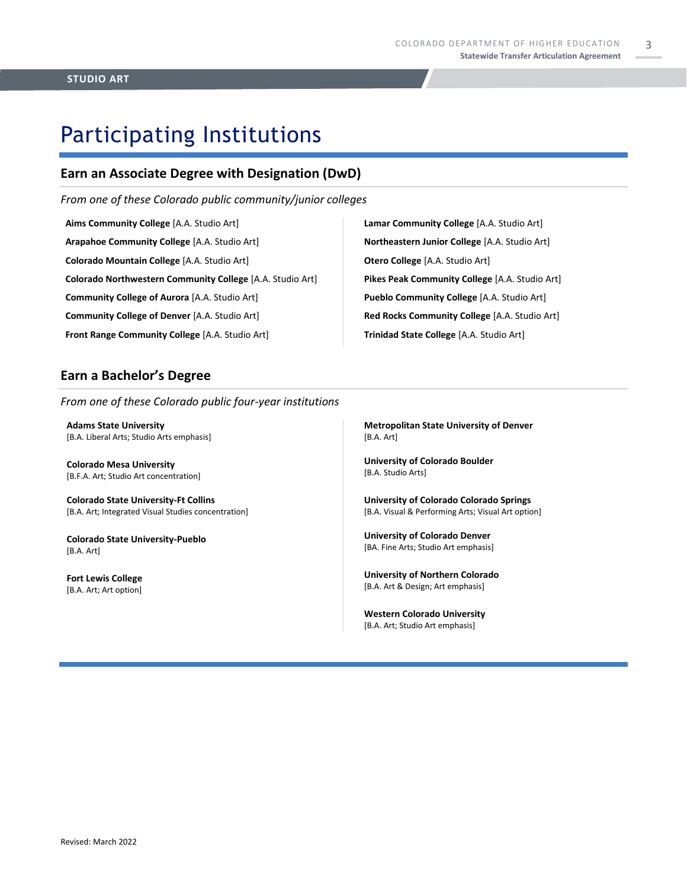# Participating Institutions

## Earn an Associate Degree with Designation (DwD)

*From one of these Colorado public community/junior colleges*

**Aims Community College** [A.A. Studio Art]

**Arapahoe Community College** [A.A. Studio Art]

**Colorado Mountain College** [A.A. Studio Art]

**Colorado Northwestern Community College** [A.A. Studio Art]

**Community College of Aurora** [A.A. Studio Art]

**Community College of Denver** [A.A. Studio Art]

**Front Range Community College** [A.A. Studio Art]

**Lamar Community College** [A.A. Studio Art]

**Northeastern Junior College** [A.A. Studio Art]

**Otero College** [A.A. Studio Art]

**Pikes Peak Community College** [A.A. Studio Art]

**Pueblo Community College** [A.A. Studio Art]

**Red Rocks Community College** [A.A. Studio Art]

**Trinidad State College** [A.A. Studio Art]

## Earn a Bachelor's Degree

*From one of these Colorado public four-year institutions*

**Adams State University**
[B.A. Liberal Arts; Studio Arts emphasis]

**Colorado Mesa University**
[B.F.A. Art; Studio Art concentration]

**Colorado State University-Ft Collins**
[B.A. Art; Integrated Visual Studies concentration]

**Colorado State University-Pueblo**
[B.A. Art]

**Fort Lewis College**
[B.A. Art; Art option]

**Metropolitan State University of Denver**
[B.A. Art]

**University of Colorado Boulder**
[B.A. Studio Arts]

**University of Colorado Colorado Springs**
[B.A. Visual & Performing Arts; Visual Art option]

**University of Colorado Denver**
[BA. Fine Arts; Studio Art emphasis]

**University of Northern Colorado**
[B.A. Art & Design; Art emphasis]

**Western Colorado University**
[B.A. Art; Studio Art emphasis]

Revised: March 2022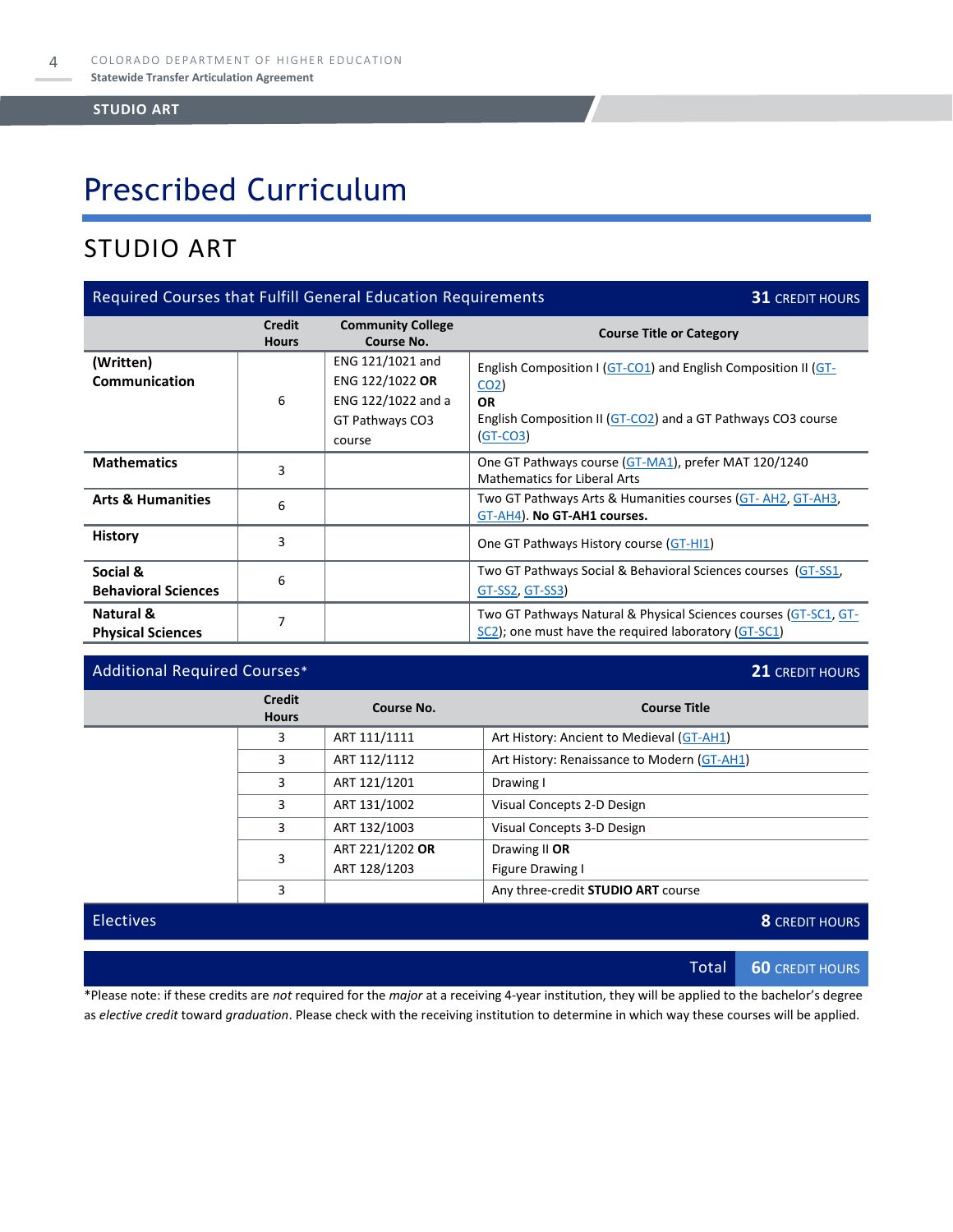# Prescribed Curriculum

## STUDIO ART

| Required Courses that Fulfill General Education Requirements | | | **31** CREDIT HOURS |
|---|---|---|---|
| | **Credit Hours** | **Community College Course No.** | **Course Title or Category** |
| **(Written) Communication** | 6 | ENG 121/1021 and ENG 122/1022 **OR** ENG 122/1022 and a GT Pathways CO3 course | English Composition I (GT-CO1) and English Composition II (GT-CO2) **OR** English Composition II (GT-CO2) and a GT Pathways CO3 course (GT-CO3) |
| **Mathematics** | 3 | | One GT Pathways course (GT-MA1), prefer MAT 120/1240 Mathematics for Liberal Arts |
| **Arts & Humanities** | 6 | | Two GT Pathways Arts & Humanities courses (GT- AH2, GT-AH3, GT-AH4). **No GT-AH1 courses.** |
| **History** | 3 | | One GT Pathways History course (GT-HI1) |
| **Social & Behavioral Sciences** | 6 | | Two GT Pathways Social & Behavioral Sciences courses (GT-SS1, GT-SS2, GT-SS3) |
| **Natural & Physical Sciences** | 7 | | Two GT Pathways Natural & Physical Sciences courses (GT-SC1, GT-SC2); one must have the required laboratory (GT-SC1) |

| Additional Required Courses* | | | **21** CREDIT HOURS |
|---|---|---|---|
| | **Credit Hours** | **Course No.** | **Course Title** |
| | 3 | ART 111/1111 | Art History: Ancient to Medieval (GT-AH1) |
| | 3 | ART 112/1112 | Art History: Renaissance to Modern (GT-AH1) |
| | 3 | ART 121/1201 | Drawing I |
| | 3 | ART 131/1002 | Visual Concepts 2-D Design |
| | 3 | ART 132/1003 | Visual Concepts 3-D Design |
| | 3 | ART 221/1202 **OR** ART 128/1203 | Drawing II **OR** Figure Drawing I |
| | 3 | | Any three-credit **STUDIO ART** course |

| Electives | **8** CREDIT HOURS |
|---|---|
| **Total** | **60** CREDIT HOURS |

*Please note: if these credits are *not* required for the *major* at a receiving 4-year institution, they will be applied to the bachelor's degree as *elective credit* toward *graduation*. Please check with the receiving institution to determine in which way these courses will be applied.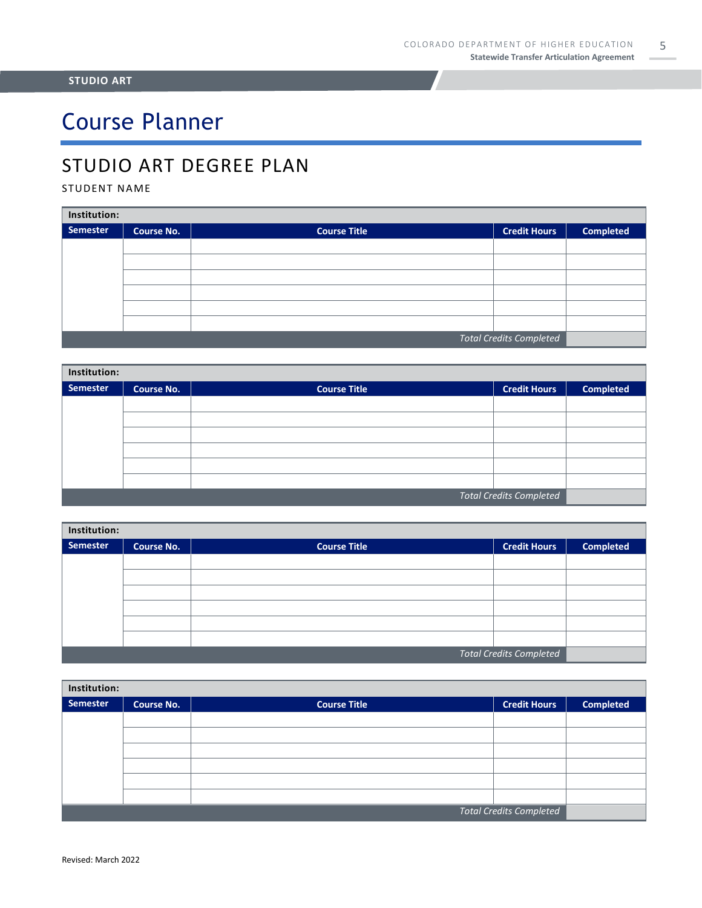**STUDIO ART**

# Course Planner

## STUDIO ART DEGREE PLAN

STUDENT NAME

| **Institution:** | | | | |
|---|---|---|---|---|
| **Semester** | **Course No.** | **Course Title** | **Credit Hours** | **Completed** |
| | | | | |
| | | | | |
| | | | | |
| | | | | |
| | | | | |
| | | | | |
| | | | *Total Credits Completed* | |

| **Institution:** | | | | |
|---|---|---|---|---|
| **Semester** | **Course No.** | **Course Title** | **Credit Hours** | **Completed** |
| | | | | |
| | | | | |
| | | | | |
| | | | | |
| | | | | |
| | | | | |
| | | | *Total Credits Completed* | |

| **Institution:** | | | | |
|---|---|---|---|---|
| **Semester** | **Course No.** | **Course Title** | **Credit Hours** | **Completed** |
| | | | | |
| | | | | |
| | | | | |
| | | | | |
| | | | | |
| | | | | |
| | | | *Total Credits Completed* | |

| **Institution:** | | | | |
|---|---|---|---|---|
| **Semester** | **Course No.** | **Course Title** | **Credit Hours** | **Completed** |
| | | | | |
| | | | | |
| | | | | |
| | | | | |
| | | | | |
| | | | | |
| | | | *Total Credits Completed* | |

Revised: March 2022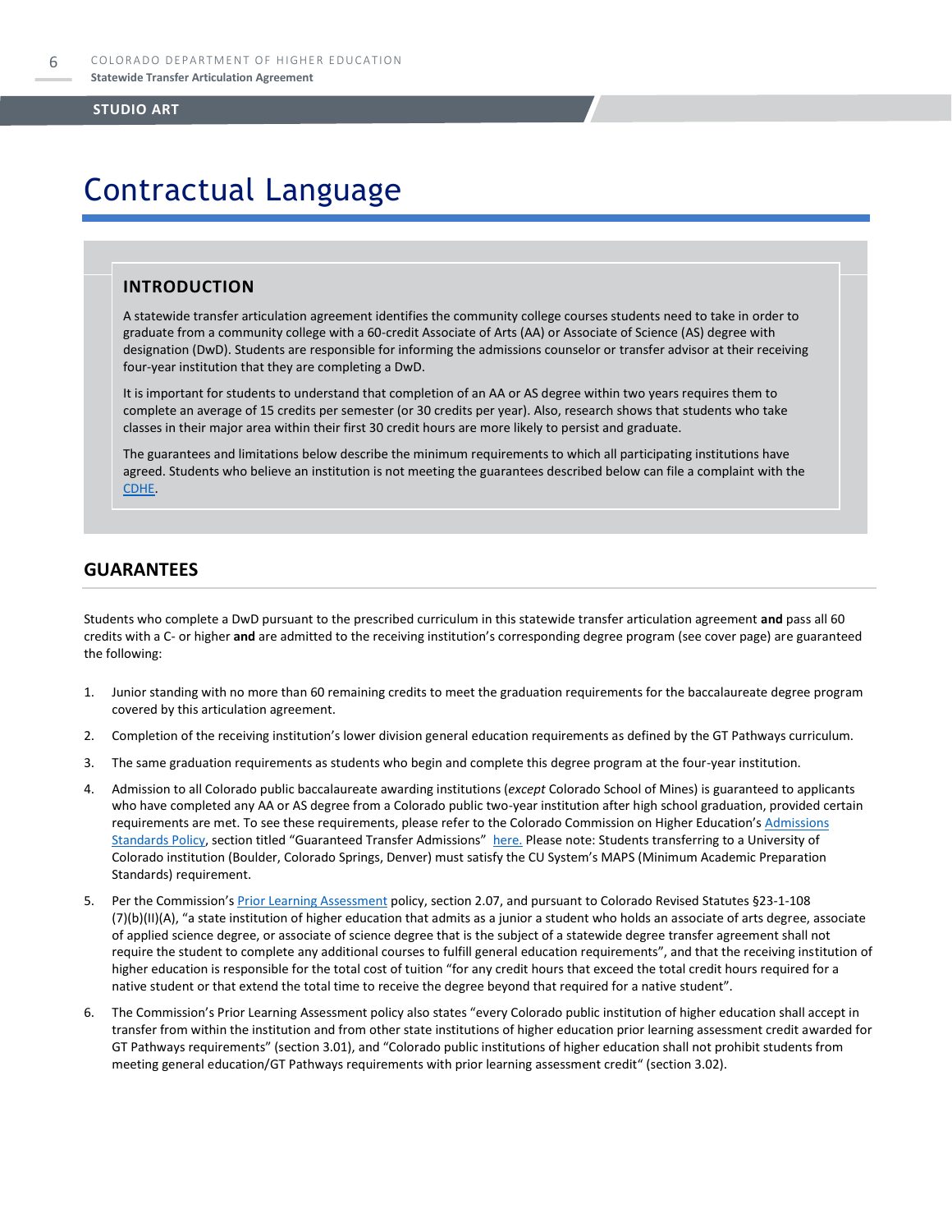# Contractual Language

## INTRODUCTION

A statewide transfer articulation agreement identifies the community college courses students need to take in order to graduate from a community college with a 60-credit Associate of Arts (AA) or Associate of Science (AS) degree with designation (DwD). Students are responsible for informing the admissions counselor or transfer advisor at their receiving four-year institution that they are completing a DwD.

It is important for students to understand that completion of an AA or AS degree within two years requires them to complete an average of 15 credits per semester (or 30 credits per year). Also, research shows that students who take classes in their major area within their first 30 credit hours are more likely to persist and graduate.

The guarantees and limitations below describe the minimum requirements to which all participating institutions have agreed. Students who believe an institution is not meeting the guarantees described below can file a complaint with the CDHE.

## GUARANTEES

Students who complete a DwD pursuant to the prescribed curriculum in this statewide transfer articulation agreement **and** pass all 60 credits with a C- or higher **and** are admitted to the receiving institution's corresponding degree program (see cover page) are guaranteed the following:

1. Junior standing with no more than 60 remaining credits to meet the graduation requirements for the baccalaureate degree program covered by this articulation agreement.
2. Completion of the receiving institution's lower division general education requirements as defined by the GT Pathways curriculum.
3. The same graduation requirements as students who begin and complete this degree program at the four-year institution.
4. Admission to all Colorado public baccalaureate awarding institutions (*except* Colorado School of Mines) is guaranteed to applicants who have completed any AA or AS degree from a Colorado public two-year institution after high school graduation, provided certain requirements are met. To see these requirements, please refer to the Colorado Commission on Higher Education's Admissions Standards Policy, section titled "Guaranteed Transfer Admissions" here. Please note: Students transferring to a University of Colorado institution (Boulder, Colorado Springs, Denver) must satisfy the CU System's MAPS (Minimum Academic Preparation Standards) requirement.
5. Per the Commission's Prior Learning Assessment policy, section 2.07, and pursuant to Colorado Revised Statutes §23-1-108 (7)(b)(II)(A), "a state institution of higher education that admits as a junior a student who holds an associate of arts degree, associate of applied science degree, or associate of science degree that is the subject of a statewide degree transfer agreement shall not require the student to complete any additional courses to fulfill general education requirements", and that the receiving institution of higher education is responsible for the total cost of tuition "for any credit hours that exceed the total credit hours required for a native student or that extend the total time to receive the degree beyond that required for a native student".
6. The Commission's Prior Learning Assessment policy also states "every Colorado public institution of higher education shall accept in transfer from within the institution and from other state institutions of higher education prior learning assessment credit awarded for GT Pathways requirements" (section 3.01), and "Colorado public institutions of higher education shall not prohibit students from meeting general education/GT Pathways requirements with prior learning assessment credit" (section 3.02).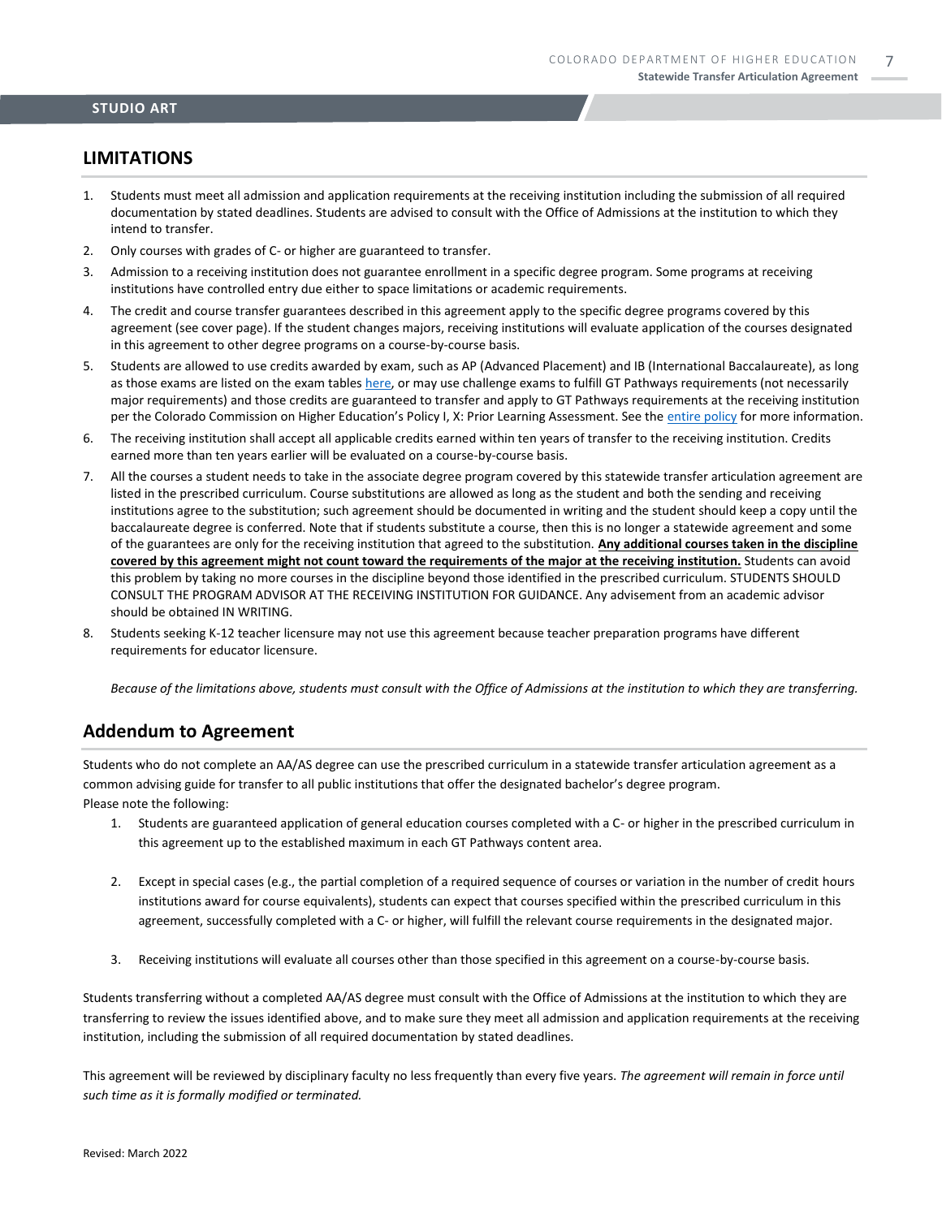## LIMITATIONS

1. Students must meet all admission and application requirements at the receiving institution including the submission of all required documentation by stated deadlines. Students are advised to consult with the Office of Admissions at the institution to which they intend to transfer.
2. Only courses with grades of C- or higher are guaranteed to transfer.
3. Admission to a receiving institution does not guarantee enrollment in a specific degree program. Some programs at receiving institutions have controlled entry due either to space limitations or academic requirements.
4. The credit and course transfer guarantees described in this agreement apply to the specific degree programs covered by this agreement (see cover page). If the student changes majors, receiving institutions will evaluate application of the courses designated in this agreement to other degree programs on a course-by-course basis.
5. Students are allowed to use credits awarded by exam, such as AP (Advanced Placement) and IB (International Baccalaureate), as long as those exams are listed on the exam tables here, or may use challenge exams to fulfill GT Pathways requirements (not necessarily major requirements) and those credits are guaranteed to transfer and apply to GT Pathways requirements at the receiving institution per the Colorado Commission on Higher Education's Policy I, X: Prior Learning Assessment. See the entire policy for more information.
6. The receiving institution shall accept all applicable credits earned within ten years of transfer to the receiving institution. Credits earned more than ten years earlier will be evaluated on a course-by-course basis.
7. All the courses a student needs to take in the associate degree program covered by this statewide transfer articulation agreement are listed in the prescribed curriculum. Course substitutions are allowed as long as the student and both the sending and receiving institutions agree to the substitution; such agreement should be documented in writing and the student should keep a copy until the baccalaureate degree is conferred. Note that if students substitute a course, then this is no longer a statewide agreement and some of the guarantees are only for the receiving institution that agreed to the substitution. **Any additional courses taken in the discipline covered by this agreement might not count toward the requirements of the major at the receiving institution.** Students can avoid this problem by taking no more courses in the discipline beyond those identified in the prescribed curriculum. STUDENTS SHOULD CONSULT THE PROGRAM ADVISOR AT THE RECEIVING INSTITUTION FOR GUIDANCE. Any advisement from an academic advisor should be obtained IN WRITING.
8. Students seeking K-12 teacher licensure may not use this agreement because teacher preparation programs have different requirements for educator licensure.

*Because of the limitations above, students must consult with the Office of Admissions at the institution to which they are transferring.*

## Addendum to Agreement

Students who do not complete an AA/AS degree can use the prescribed curriculum in a statewide transfer articulation agreement as a common advising guide for transfer to all public institutions that offer the designated bachelor's degree program.
Please note the following:

1. Students are guaranteed application of general education courses completed with a C- or higher in the prescribed curriculum in this agreement up to the established maximum in each GT Pathways content area.
2. Except in special cases (e.g., the partial completion of a required sequence of courses or variation in the number of credit hours institutions award for course equivalents), students can expect that courses specified within the prescribed curriculum in this agreement, successfully completed with a C- or higher, will fulfill the relevant course requirements in the designated major.
3. Receiving institutions will evaluate all courses other than those specified in this agreement on a course-by-course basis.

Students transferring without a completed AA/AS degree must consult with the Office of Admissions at the institution to which they are transferring to review the issues identified above, and to make sure they meet all admission and application requirements at the receiving institution, including the submission of all required documentation by stated deadlines.

This agreement will be reviewed by disciplinary faculty no less frequently than every five years. *The agreement will remain in force until such time as it is formally modified or terminated.*

Revised: March 2022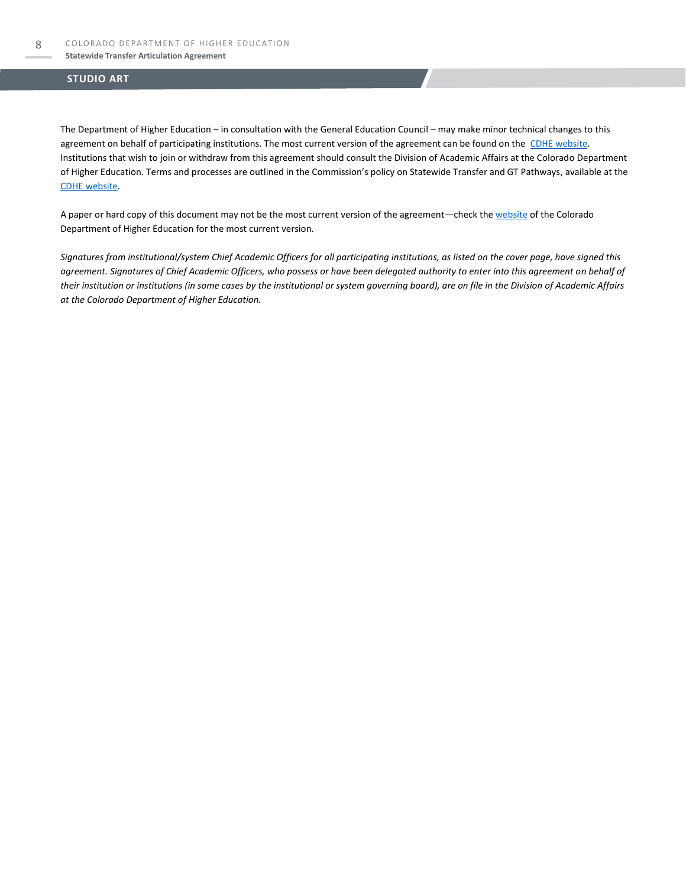The Department of Higher Education – in consultation with the General Education Council – may make minor technical changes to this agreement on behalf of participating institutions. The most current version of the agreement can be found on the CDHE website. Institutions that wish to join or withdraw from this agreement should consult the Division of Academic Affairs at the Colorado Department of Higher Education. Terms and processes are outlined in the Commission's policy on Statewide Transfer and GT Pathways, available at the CDHE website.

A paper or hard copy of this document may not be the most current version of the agreement—check the website of the Colorado Department of Higher Education for the most current version.

*Signatures from institutional/system Chief Academic Officers for all participating institutions, as listed on the cover page, have signed this agreement. Signatures of Chief Academic Officers, who possess or have been delegated authority to enter into this agreement on behalf of their institution or institutions (in some cases by the institutional or system governing board), are on file in the Division of Academic Affairs at the Colorado Department of Higher Education.*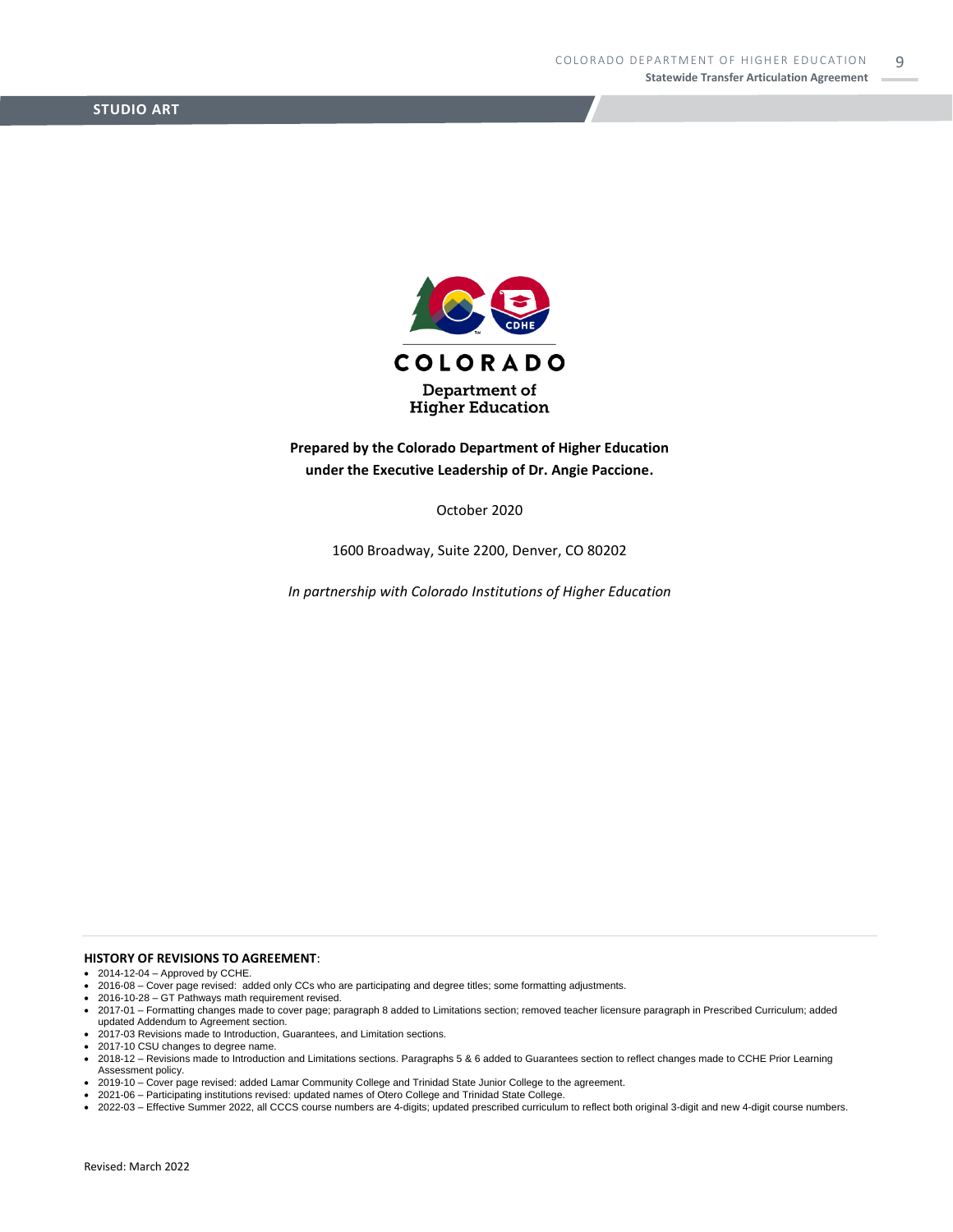COLORADO

Department of Higher Education

**Prepared by the Colorado Department of Higher Education under the Executive Leadership of Dr. Angie Paccione.**

October 2020

1600 Broadway, Suite 2200, Denver, CO 80202

*In partnership with Colorado Institutions of Higher Education*

**HISTORY OF REVISIONS TO AGREEMENT**:

- 2014-12-04 – Approved by CCHE.
- 2016-08 – Cover page revised: added only CCs who are participating and degree titles; some formatting adjustments.
- 2016-10-28 – GT Pathways math requirement revised.
- 2017-01 – Formatting changes made to cover page; paragraph 8 added to Limitations section; removed teacher licensure paragraph in Prescribed Curriculum; added updated Addendum to Agreement section.
- 2017-03 Revisions made to Introduction, Guarantees, and Limitation sections.
- 2017-10 CSU changes to degree name.
- 2018-12 – Revisions made to Introduction and Limitations sections. Paragraphs 5 & 6 added to Guarantees section to reflect changes made to CCHE Prior Learning Assessment policy.
- 2019-10 – Cover page revised: added Lamar Community College and Trinidad State Junior College to the agreement.
- 2021-06 – Participating institutions revised: updated names of Otero College and Trinidad State College.
- 2022-03 – Effective Summer 2022, all CCCS course numbers are 4-digits; updated prescribed curriculum to reflect both original 3-digit and new 4-digit course numbers.

Revised: March 2022